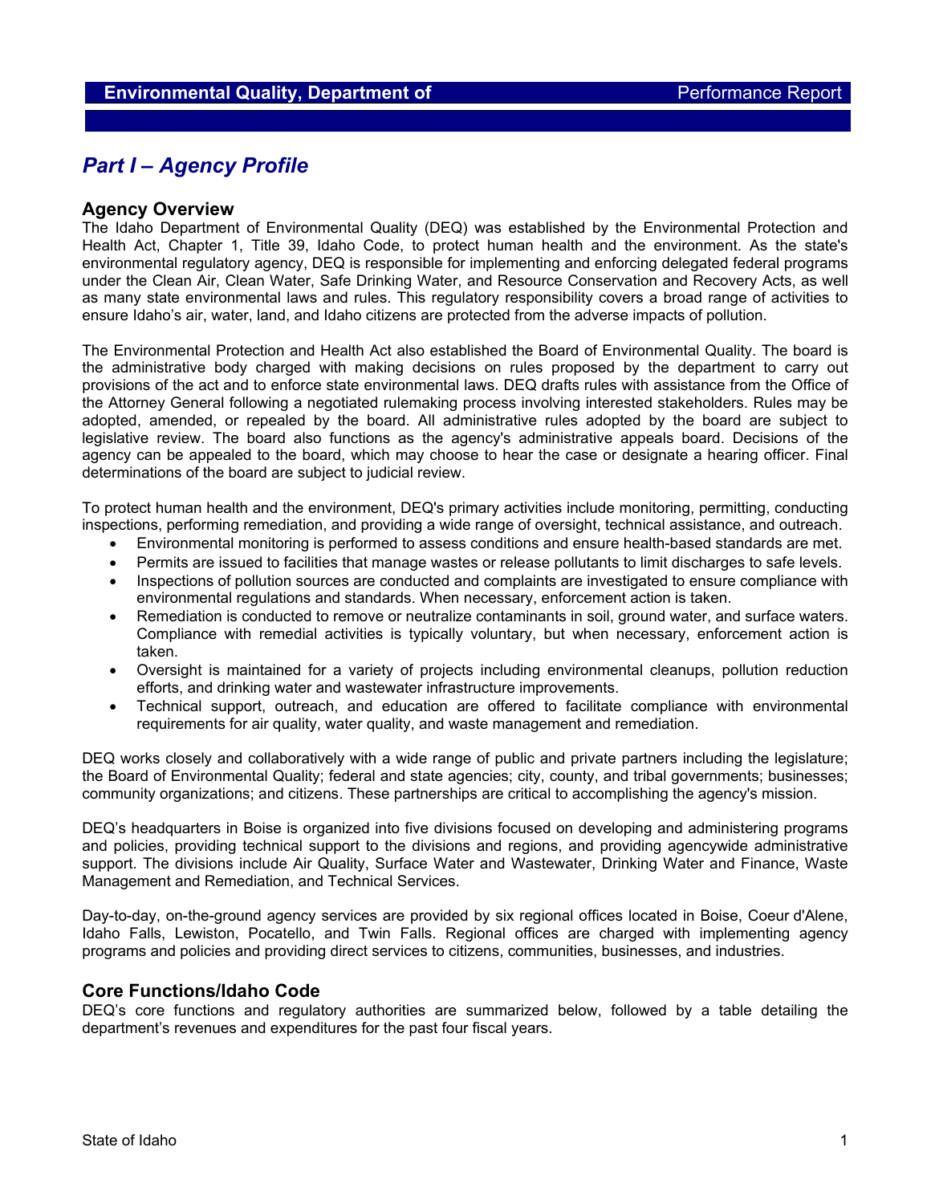# Part I – Agency Profile

## Agency Overview

The Idaho Department of Environmental Quality (DEQ) was established by the Environmental Protection and Health Act, Chapter 1, Title 39, Idaho Code, to protect human health and the environment. As the state's environmental regulatory agency, DEQ is responsible for implementing and enforcing delegated federal programs under the Clean Air, Clean Water, Safe Drinking Water, and Resource Conservation and Recovery Acts, as well as many state environmental laws and rules. This regulatory responsibility covers a broad range of activities to ensure Idaho's air, water, land, and Idaho citizens are protected from the adverse impacts of pollution.

The Environmental Protection and Health Act also established the Board of Environmental Quality. The board is the administrative body charged with making decisions on rules proposed by the department to carry out provisions of the act and to enforce state environmental laws. DEQ drafts rules with assistance from the Office of the Attorney General following a negotiated rulemaking process involving interested stakeholders. Rules may be adopted, amended, or repealed by the board. All administrative rules adopted by the board are subject to legislative review. The board also functions as the agency's administrative appeals board. Decisions of the agency can be appealed to the board, which may choose to hear the case or designate a hearing officer. Final determinations of the board are subject to judicial review.

To protect human health and the environment, DEQ's primary activities include monitoring, permitting, conducting inspections, performing remediation, and providing a wide range of oversight, technical assistance, and outreach.

- Environmental monitoring is performed to assess conditions and ensure health-based standards are met.
- Permits are issued to facilities that manage wastes or release pollutants to limit discharges to safe levels.
- Inspections of pollution sources are conducted and complaints are investigated to ensure compliance with environmental regulations and standards. When necessary, enforcement action is taken.
- Remediation is conducted to remove or neutralize contaminants in soil, ground water, and surface waters. Compliance with remedial activities is typically voluntary, but when necessary, enforcement action is taken.
- Oversight is maintained for a variety of projects including environmental cleanups, pollution reduction efforts, and drinking water and wastewater infrastructure improvements.
- Technical support, outreach, and education are offered to facilitate compliance with environmental requirements for air quality, water quality, and waste management and remediation.

DEQ works closely and collaboratively with a wide range of public and private partners including the legislature; the Board of Environmental Quality; federal and state agencies; city, county, and tribal governments; businesses; community organizations; and citizens. These partnerships are critical to accomplishing the agency's mission.

DEQ's headquarters in Boise is organized into five divisions focused on developing and administering programs and policies, providing technical support to the divisions and regions, and providing agencywide administrative support. The divisions include Air Quality, Surface Water and Wastewater, Drinking Water and Finance, Waste Management and Remediation, and Technical Services.

Day-to-day, on-the-ground agency services are provided by six regional offices located in Boise, Coeur d'Alene, Idaho Falls, Lewiston, Pocatello, and Twin Falls. Regional offices are charged with implementing agency programs and policies and providing direct services to citizens, communities, businesses, and industries.

## Core Functions/Idaho Code

DEQ's core functions and regulatory authorities are summarized below, followed by a table detailing the department's revenues and expenditures for the past four fiscal years.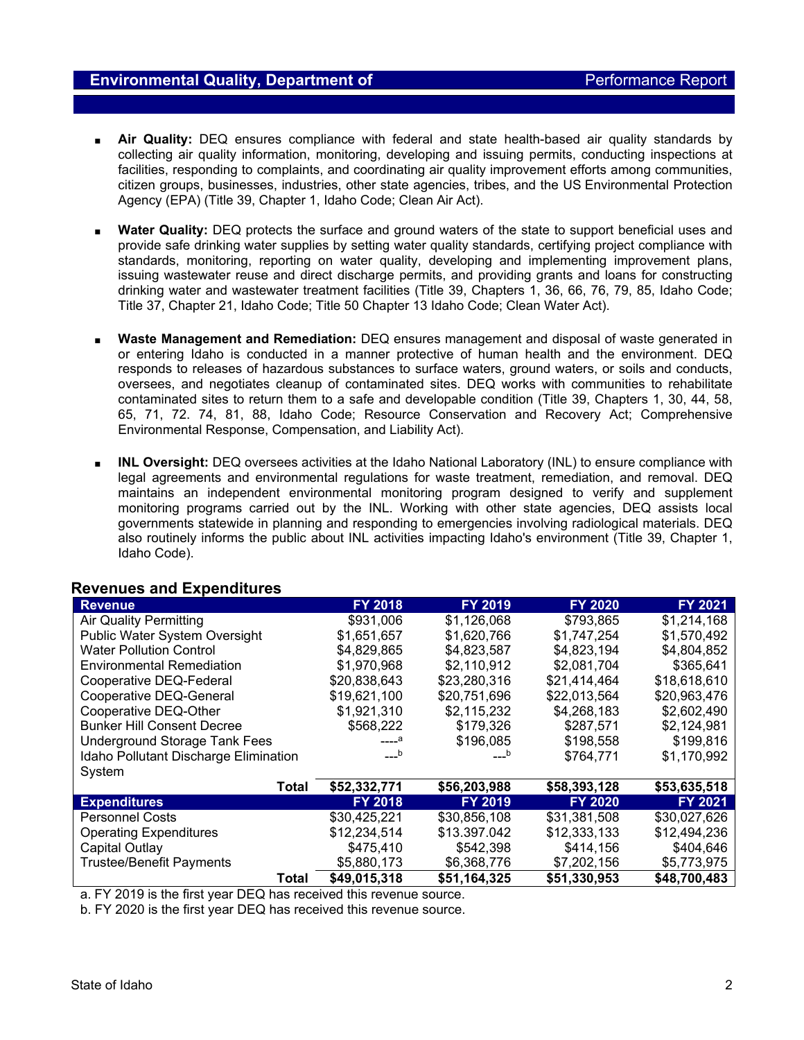- **Air Quality:** DEQ ensures compliance with federal and state health-based air quality standards by collecting air quality information, monitoring, developing and issuing permits, conducting inspections at facilities, responding to complaints, and coordinating air quality improvement efforts among communities, citizen groups, businesses, industries, other state agencies, tribes, and the US Environmental Protection Agency (EPA) (Title 39, Chapter 1, Idaho Code; Clean Air Act).

- **Water Quality:** DEQ protects the surface and ground waters of the state to support beneficial uses and provide safe drinking water supplies by setting water quality standards, certifying project compliance with standards, monitoring, reporting on water quality, developing and implementing improvement plans, issuing wastewater reuse and direct discharge permits, and providing grants and loans for constructing drinking water and wastewater treatment facilities (Title 39, Chapters 1, 36, 66, 76, 79, 85, Idaho Code; Title 37, Chapter 21, Idaho Code; Title 50 Chapter 13 Idaho Code; Clean Water Act).

- **Waste Management and Remediation:** DEQ ensures management and disposal of waste generated in or entering Idaho is conducted in a manner protective of human health and the environment. DEQ responds to releases of hazardous substances to surface waters, ground waters, or soils and conducts, oversees, and negotiates cleanup of contaminated sites. DEQ works with communities to rehabilitate contaminated sites to return them to a safe and developable condition (Title 39, Chapters 1, 30, 44, 58, 65, 71, 72. 74, 81, 88, Idaho Code; Resource Conservation and Recovery Act; Comprehensive Environmental Response, Compensation, and Liability Act).

- **INL Oversight:** DEQ oversees activities at the Idaho National Laboratory (INL) to ensure compliance with legal agreements and environmental regulations for waste treatment, remediation, and removal. DEQ maintains an independent environmental monitoring program designed to verify and supplement monitoring programs carried out by the INL. Working with other state agencies, DEQ assists local governments statewide in planning and responding to emergencies involving radiological materials. DEQ also routinely informs the public about INL activities impacting Idaho's environment (Title 39, Chapter 1, Idaho Code).

## Revenues and Expenditures

| Revenue | FY 2018 | FY 2019 | FY 2020 | FY 2021 |
|---|---|---|---|---|
| Air Quality Permitting | $931,006 | $1,126,068 | $793,865 | $1,214,168 |
| Public Water System Oversight | $1,651,657 | $1,620,766 | $1,747,254 | $1,570,492 |
| Water Pollution Control | $4,829,865 | $4,823,587 | $4,823,194 | $4,804,852 |
| Environmental Remediation | $1,970,968 | $2,110,912 | $2,081,704 | $365,641 |
| Cooperative DEQ-Federal | $20,838,643 | $23,280,316 | $21,414,464 | $18,618,610 |
| Cooperative DEQ-General | $19,621,100 | $20,751,696 | $22,013,564 | $20,963,476 |
| Cooperative DEQ-Other | $1,921,310 | $2,115,232 | $4,268,183 | $2,602,490 |
| Bunker Hill Consent Decree | $568,222 | $179,326 | $287,571 | $2,124,981 |
| Underground Storage Tank Fees | ----[a] | $196,085 | $198,558 | $199,816 |
| Idaho Pollutant Discharge Elimination System | ---[b] | ---[b] | $764,771 | $1,170,992 |
| **Total** | **$52,332,771** | **$56,203,988** | **$58,393,128** | **$53,635,518** |
| **Expenditures** | **FY 2018** | **FY 2019** | **FY 2020** | **FY 2021** |
| Personnel Costs | $30,425,221 | $30,856,108 | $31,381,508 | $30,027,626 |
| Operating Expenditures | $12,234,514 | $13.397.042 | $12,333,133 | $12,494,236 |
| Capital Outlay | $475,410 | $542,398 | $414,156 | $404,646 |
| Trustee/Benefit Payments | $5,880,173 | $6,368,776 | $7,202,156 | $5,773,975 |
| **Total** | **$49,015,318** | **$51,164,325** | **$51,330,953** | **$48,700,483** |

a. FY 2019 is the first year DEQ has received this revenue source.

b. FY 2020 is the first year DEQ has received this revenue source.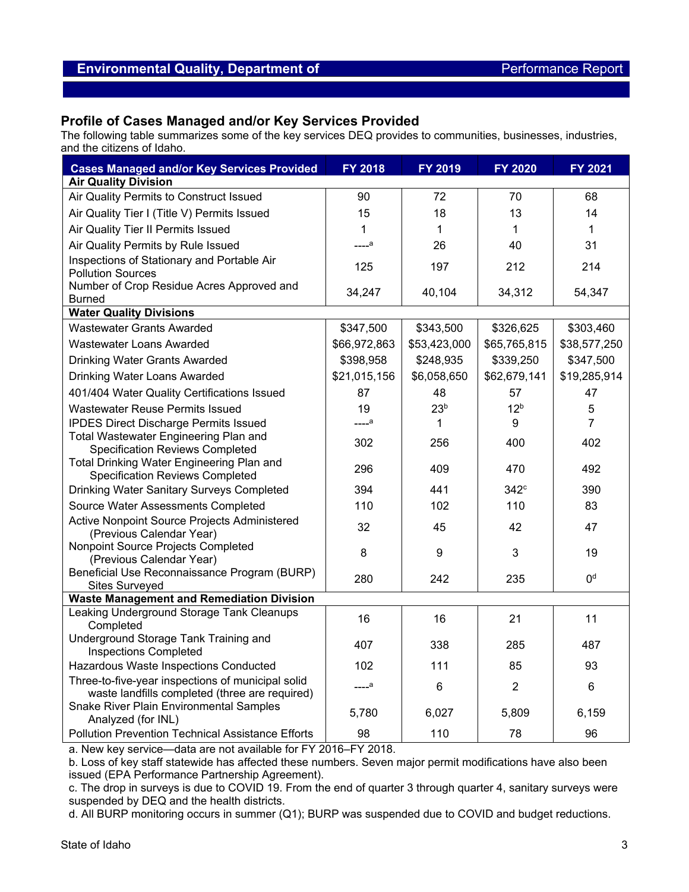## Profile of Cases Managed and/or Key Services Provided

The following table summarizes some of the key services DEQ provides to communities, businesses, industries, and the citizens of Idaho.

| Cases Managed and/or Key Services Provided | FY 2018 | FY 2019 | FY 2020 | FY 2021 |
|---|---|---|---|---|
| **Air Quality Division** | | | | |
| Air Quality Permits to Construct Issued | 90 | 72 | 70 | 68 |
| Air Quality Tier I (Title V) Permits Issued | 15 | 18 | 13 | 14 |
| Air Quality Tier II Permits Issued | 1 | 1 | 1 | 1 |
| Air Quality Permits by Rule Issued | ----[a] | 26 | 40 | 31 |
| Inspections of Stationary and Portable Air Pollution Sources | 125 | 197 | 212 | 214 |
| Number of Crop Residue Acres Approved and Burned | 34,247 | 40,104 | 34,312 | 54,347 |
| **Water Quality Divisions** | | | | |
| Wastewater Grants Awarded | $347,500 | $343,500 | $326,625 | $303,460 |
| Wastewater Loans Awarded | $66,972,863 | $53,423,000 | $65,765,815 | $38,577,250 |
| Drinking Water Grants Awarded | $398,958 | $248,935 | $339,250 | $347,500 |
| Drinking Water Loans Awarded | $21,015,156 | $6,058,650 | $62,679,141 | $19,285,914 |
| 401/404 Water Quality Certifications Issued | 87 | 48 | 57 | 47 |
| Wastewater Reuse Permits Issued | 19 | 23[b] | 12[b] | 5 |
| IPDES Direct Discharge Permits Issued | ----[a] | 1 | 9 | 7 |
| Total Wastewater Engineering Plan and Specification Reviews Completed | 302 | 256 | 400 | 402 |
| Total Drinking Water Engineering Plan and Specification Reviews Completed | 296 | 409 | 470 | 492 |
| Drinking Water Sanitary Surveys Completed | 394 | 441 | 342[c] | 390 |
| Source Water Assessments Completed | 110 | 102 | 110 | 83 |
| Active Nonpoint Source Projects Administered (Previous Calendar Year) | 32 | 45 | 42 | 47 |
| Nonpoint Source Projects Completed (Previous Calendar Year) | 8 | 9 | 3 | 19 |
| Beneficial Use Reconnaissance Program (BURP) Sites Surveyed | 280 | 242 | 235 | 0[d] |
| **Waste Management and Remediation Division** | | | | |
| Leaking Underground Storage Tank Cleanups Completed | 16 | 16 | 21 | 11 |
| Underground Storage Tank Training and Inspections Completed | 407 | 338 | 285 | 487 |
| Hazardous Waste Inspections Conducted | 102 | 111 | 85 | 93 |
| Three-to-five-year inspections of municipal solid waste landfills completed (three are required) | ----[a] | 6 | 2 | 6 |
| Snake River Plain Environmental Samples Analyzed (for INL) | 5,780 | 6,027 | 5,809 | 6,159 |
| Pollution Prevention Technical Assistance Efforts | 98 | 110 | 78 | 96 |

a. New key service—data are not available for FY 2016–FY 2018.

b. Loss of key staff statewide has affected these numbers. Seven major permit modifications have also been issued (EPA Performance Partnership Agreement).

c. The drop in surveys is due to COVID 19. From the end of quarter 3 through quarter 4, sanitary surveys were suspended by DEQ and the health districts.

d. All BURP monitoring occurs in summer (Q1); BURP was suspended due to COVID and budget reductions.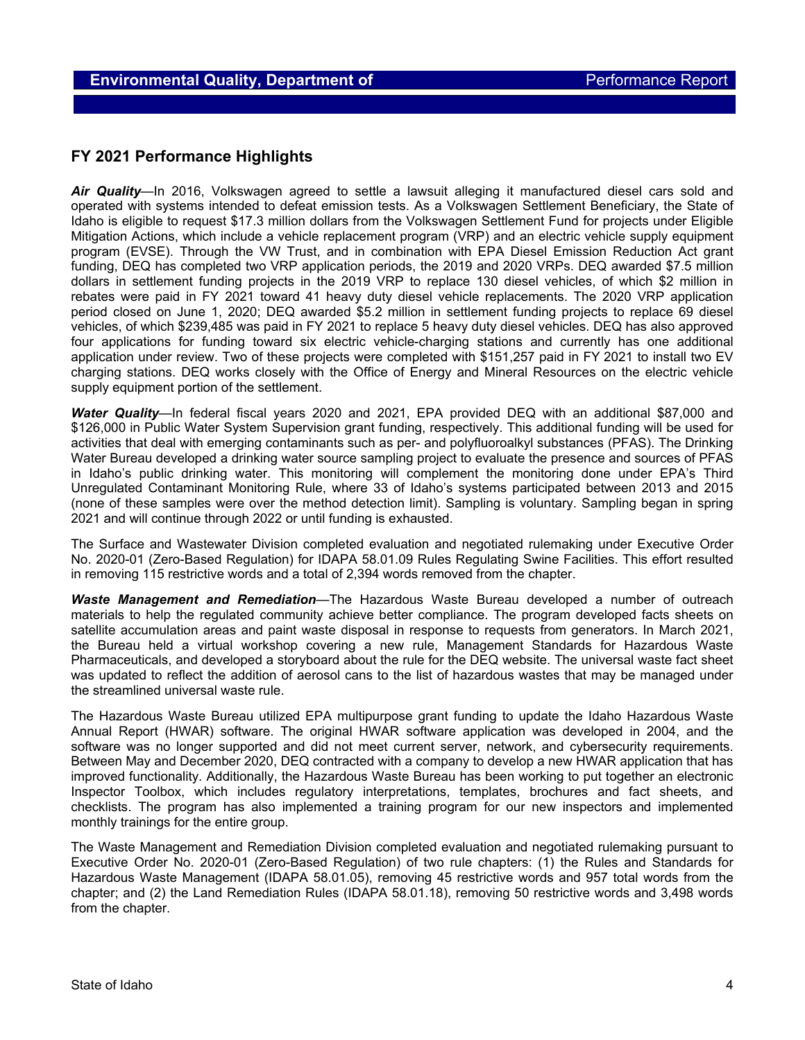## FY 2021 Performance Highlights

***Air Quality***—In 2016, Volkswagen agreed to settle a lawsuit alleging it manufactured diesel cars sold and operated with systems intended to defeat emission tests. As a Volkswagen Settlement Beneficiary, the State of Idaho is eligible to request $17.3 million dollars from the Volkswagen Settlement Fund for projects under Eligible Mitigation Actions, which include a vehicle replacement program (VRP) and an electric vehicle supply equipment program (EVSE). Through the VW Trust, and in combination with EPA Diesel Emission Reduction Act grant funding, DEQ has completed two VRP application periods, the 2019 and 2020 VRPs. DEQ awarded $7.5 million dollars in settlement funding projects in the 2019 VRP to replace 130 diesel vehicles, of which $2 million in rebates were paid in FY 2021 toward 41 heavy duty diesel vehicle replacements. The 2020 VRP application period closed on June 1, 2020; DEQ awarded $5.2 million in settlement funding projects to replace 69 diesel vehicles, of which $239,485 was paid in FY 2021 to replace 5 heavy duty diesel vehicles. DEQ has also approved four applications for funding toward six electric vehicle-charging stations and currently has one additional application under review. Two of these projects were completed with $151,257 paid in FY 2021 to install two EV charging stations. DEQ works closely with the Office of Energy and Mineral Resources on the electric vehicle supply equipment portion of the settlement.

***Water Quality***—In federal fiscal years 2020 and 2021, EPA provided DEQ with an additional $87,000 and $126,000 in Public Water System Supervision grant funding, respectively. This additional funding will be used for activities that deal with emerging contaminants such as per- and polyfluoroalkyl substances (PFAS). The Drinking Water Bureau developed a drinking water source sampling project to evaluate the presence and sources of PFAS in Idaho's public drinking water. This monitoring will complement the monitoring done under EPA's Third Unregulated Contaminant Monitoring Rule, where 33 of Idaho's systems participated between 2013 and 2015 (none of these samples were over the method detection limit). Sampling is voluntary. Sampling began in spring 2021 and will continue through 2022 or until funding is exhausted.

The Surface and Wastewater Division completed evaluation and negotiated rulemaking under Executive Order No. 2020-01 (Zero-Based Regulation) for IDAPA 58.01.09 Rules Regulating Swine Facilities. This effort resulted in removing 115 restrictive words and a total of 2,394 words removed from the chapter.

***Waste Management and Remediation***—The Hazardous Waste Bureau developed a number of outreach materials to help the regulated community achieve better compliance. The program developed facts sheets on satellite accumulation areas and paint waste disposal in response to requests from generators. In March 2021, the Bureau held a virtual workshop covering a new rule, Management Standards for Hazardous Waste Pharmaceuticals, and developed a storyboard about the rule for the DEQ website. The universal waste fact sheet was updated to reflect the addition of aerosol cans to the list of hazardous wastes that may be managed under the streamlined universal waste rule.

The Hazardous Waste Bureau utilized EPA multipurpose grant funding to update the Idaho Hazardous Waste Annual Report (HWAR) software. The original HWAR software application was developed in 2004, and the software was no longer supported and did not meet current server, network, and cybersecurity requirements. Between May and December 2020, DEQ contracted with a company to develop a new HWAR application that has improved functionality. Additionally, the Hazardous Waste Bureau has been working to put together an electronic Inspector Toolbox, which includes regulatory interpretations, templates, brochures and fact sheets, and checklists. The program has also implemented a training program for our new inspectors and implemented monthly trainings for the entire group.

The Waste Management and Remediation Division completed evaluation and negotiated rulemaking pursuant to Executive Order No. 2020-01 (Zero-Based Regulation) of two rule chapters: (1) the Rules and Standards for Hazardous Waste Management (IDAPA 58.01.05), removing 45 restrictive words and 957 total words from the chapter; and (2) the Land Remediation Rules (IDAPA 58.01.18), removing 50 restrictive words and 3,498 words from the chapter.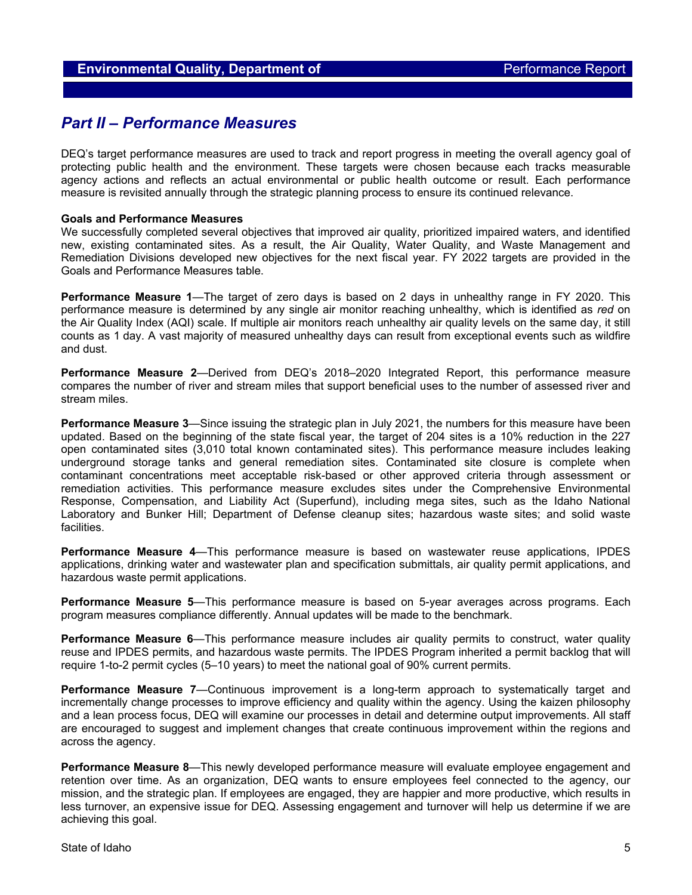## Part II – Performance Measures

DEQ's target performance measures are used to track and report progress in meeting the overall agency goal of protecting public health and the environment. These targets were chosen because each tracks measurable agency actions and reflects an actual environmental or public health outcome or result. Each performance measure is revisited annually through the strategic planning process to ensure its continued relevance.

**Goals and Performance Measures**
We successfully completed several objectives that improved air quality, prioritized impaired waters, and identified new, existing contaminated sites. As a result, the Air Quality, Water Quality, and Waste Management and Remediation Divisions developed new objectives for the next fiscal year. FY 2022 targets are provided in the Goals and Performance Measures table.

**Performance Measure 1**—The target of zero days is based on 2 days in unhealthy range in FY 2020. This performance measure is determined by any single air monitor reaching unhealthy, which is identified as *red* on the Air Quality Index (AQI) scale. If multiple air monitors reach unhealthy air quality levels on the same day, it still counts as 1 day. A vast majority of measured unhealthy days can result from exceptional events such as wildfire and dust.

**Performance Measure 2**—Derived from DEQ's 2018–2020 Integrated Report, this performance measure compares the number of river and stream miles that support beneficial uses to the number of assessed river and stream miles.

**Performance Measure 3**—Since issuing the strategic plan in July 2021, the numbers for this measure have been updated. Based on the beginning of the state fiscal year, the target of 204 sites is a 10% reduction in the 227 open contaminated sites (3,010 total known contaminated sites). This performance measure includes leaking underground storage tanks and general remediation sites. Contaminated site closure is complete when contaminant concentrations meet acceptable risk-based or other approved criteria through assessment or remediation activities. This performance measure excludes sites under the Comprehensive Environmental Response, Compensation, and Liability Act (Superfund), including mega sites, such as the Idaho National Laboratory and Bunker Hill; Department of Defense cleanup sites; hazardous waste sites; and solid waste facilities.

**Performance Measure 4**—This performance measure is based on wastewater reuse applications, IPDES applications, drinking water and wastewater plan and specification submittals, air quality permit applications, and hazardous waste permit applications.

**Performance Measure 5**—This performance measure is based on 5-year averages across programs. Each program measures compliance differently. Annual updates will be made to the benchmark.

**Performance Measure 6**—This performance measure includes air quality permits to construct, water quality reuse and IPDES permits, and hazardous waste permits. The IPDES Program inherited a permit backlog that will require 1-to-2 permit cycles (5–10 years) to meet the national goal of 90% current permits.

**Performance Measure 7**—Continuous improvement is a long-term approach to systematically target and incrementally change processes to improve efficiency and quality within the agency. Using the kaizen philosophy and a lean process focus, DEQ will examine our processes in detail and determine output improvements. All staff are encouraged to suggest and implement changes that create continuous improvement within the regions and across the agency.

**Performance Measure 8**—This newly developed performance measure will evaluate employee engagement and retention over time. As an organization, DEQ wants to ensure employees feel connected to the agency, our mission, and the strategic plan. If employees are engaged, they are happier and more productive, which results in less turnover, an expensive issue for DEQ. Assessing engagement and turnover will help us determine if we are achieving this goal.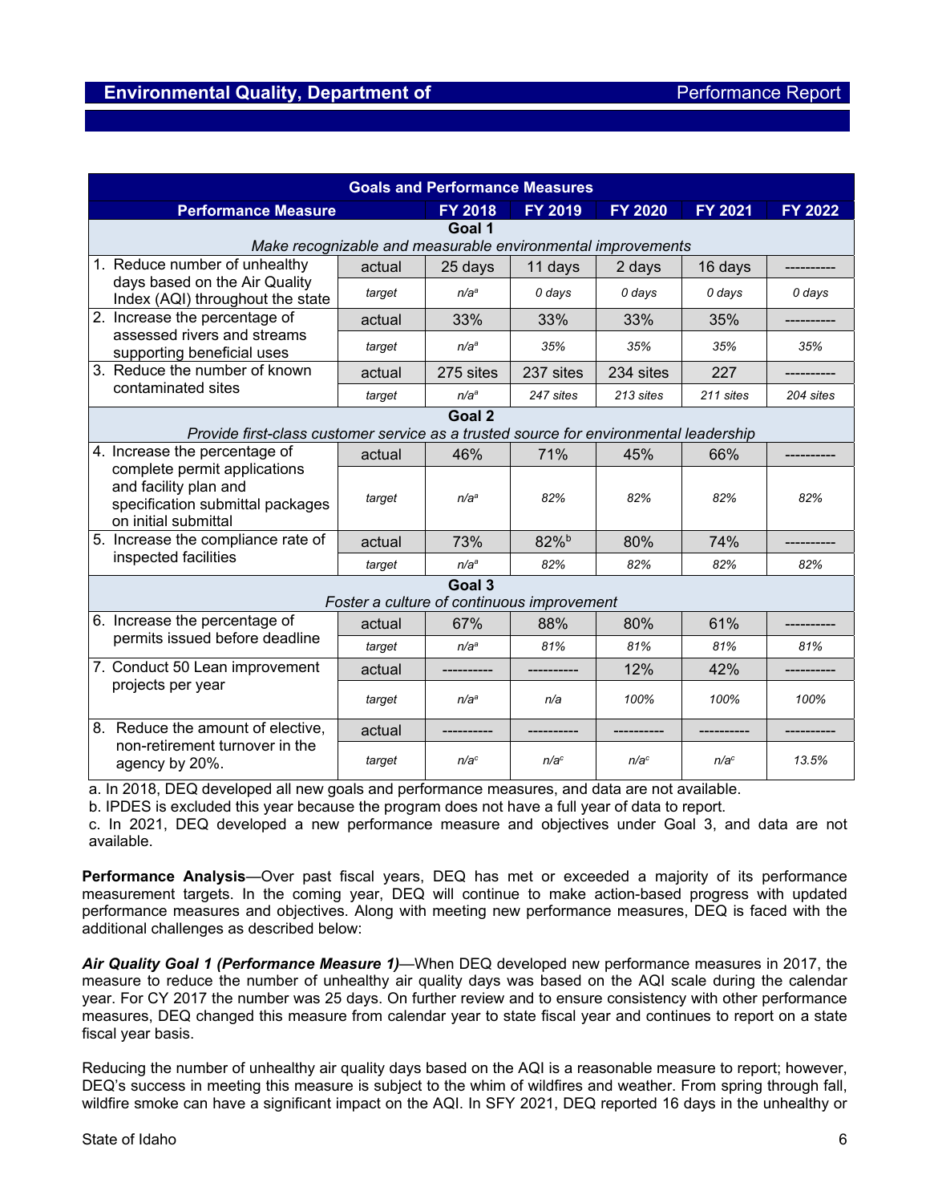## Environmental Quality, Department of — Performance Report

| Performance Measure | | FY 2018 | FY 2019 | FY 2020 | FY 2021 | FY 2022 |
|---|---|---|---|---|---|---|
| **Goal 1** *Make recognizable and measurable environmental improvements* | | | | | | |
| 1. Reduce number of unhealthy days based on the Air Quality Index (AQI) throughout the state | actual | 25 days | 11 days | 2 days | 16 days | ---------- |
| | *target* | *n/a*[a] | *0 days* | *0 days* | *0 days* | *0 days* |
| 2. Increase the percentage of assessed rivers and streams supporting beneficial uses | actual | 33% | 33% | 33% | 35% | ---------- |
| | *target* | *n/a*[a] | *35%* | *35%* | *35%* | *35%* |
| 3. Reduce the number of known contaminated sites | actual | 275 sites | 237 sites | 234 sites | 227 | ---------- |
| | *target* | *n/a*[a] | *247 sites* | *213 sites* | *211 sites* | *204 sites* |
| **Goal 2** *Provide first-class customer service as a trusted source for environmental leadership* | | | | | | |
| 4. Increase the percentage of complete permit applications and facility plan and specification submittal packages on initial submittal | actual | 46% | 71% | 45% | 66% | ---------- |
| | *target* | *n/a*[a] | *82%* | *82%* | *82%* | *82%* |
| 5. Increase the compliance rate of inspected facilities | actual | 73% | 82%[b] | 80% | 74% | ---------- |
| | *target* | *n/a*[a] | *82%* | *82%* | *82%* | *82%* |
| **Goal 3** *Foster a culture of continuous improvement* | | | | | | |
| 6. Increase the percentage of permits issued before deadline | actual | 67% | 88% | 80% | 61% | ---------- |
| | *target* | *n/a*[a] | *81%* | *81%* | *81%* | *81%* |
| 7. Conduct 50 Lean improvement projects per year | actual | ---------- | ---------- | 12% | 42% | ---------- |
| | *target* | *n/a*[a] | *n/a* | *100%* | *100%* | *100%* |
| 8. Reduce the amount of elective, non-retirement turnover in the agency by 20%. | actual | ---------- | ---------- | ---------- | ---------- | ---------- |
| | *target* | *n/a*[c] | *n/a*[c] | *n/a*[c] | *n/a*[c] | *13.5%* |

a. In 2018, DEQ developed all new goals and performance measures, and data are not available.
b. IPDES is excluded this year because the program does not have a full year of data to report.
c. In 2021, DEQ developed a new performance measure and objectives under Goal 3, and data are not available.

**Performance Analysis**—Over past fiscal years, DEQ has met or exceeded a majority of its performance measurement targets. In the coming year, DEQ will continue to make action-based progress with updated performance measures and objectives. Along with meeting new performance measures, DEQ is faced with the additional challenges as described below:

***Air Quality Goal 1 (Performance Measure 1)***—When DEQ developed new performance measures in 2017, the measure to reduce the number of unhealthy air quality days was based on the AQI scale during the calendar year. For CY 2017 the number was 25 days. On further review and to ensure consistency with other performance measures, DEQ changed this measure from calendar year to state fiscal year and continues to report on a state fiscal year basis.

Reducing the number of unhealthy air quality days based on the AQI is a reasonable measure to report; however, DEQ's success in meeting this measure is subject to the whim of wildfires and weather. From spring through fall, wildfire smoke can have a significant impact on the AQI. In SFY 2021, DEQ reported 16 days in the unhealthy or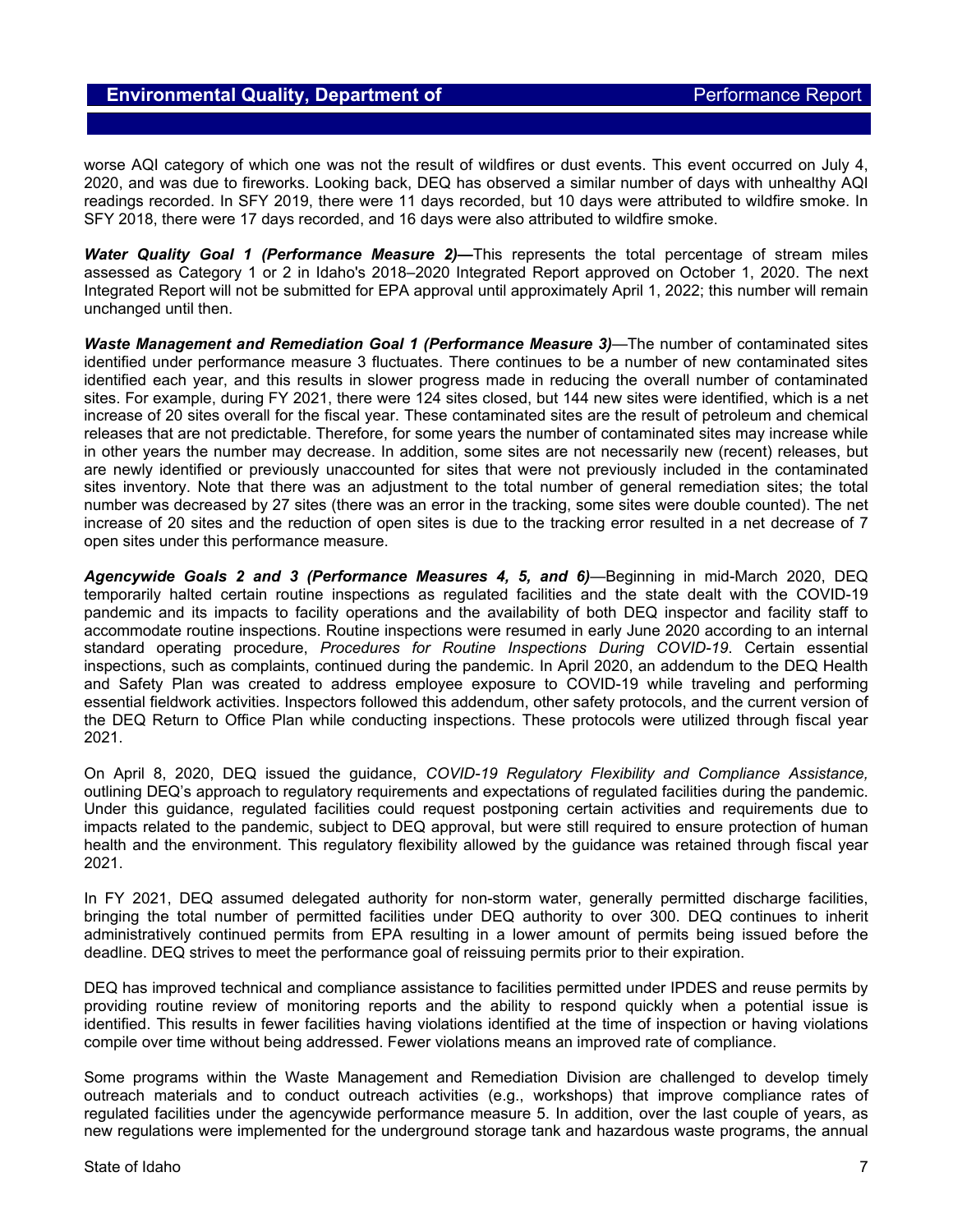worse AQI category of which one was not the result of wildfires or dust events. This event occurred on July 4, 2020, and was due to fireworks. Looking back, DEQ has observed a similar number of days with unhealthy AQI readings recorded. In SFY 2019, there were 11 days recorded, but 10 days were attributed to wildfire smoke. In SFY 2018, there were 17 days recorded, and 16 days were also attributed to wildfire smoke.

***Water Quality Goal 1 (Performance Measure 2)—*** This represents the total percentage of stream miles assessed as Category 1 or 2 in Idaho's 2018–2020 Integrated Report approved on October 1, 2020. The next Integrated Report will not be submitted for EPA approval until approximately April 1, 2022; this number will remain unchanged until then.

***Waste Management and Remediation Goal 1 (Performance Measure 3)***—The number of contaminated sites identified under performance measure 3 fluctuates. There continues to be a number of new contaminated sites identified each year, and this results in slower progress made in reducing the overall number of contaminated sites. For example, during FY 2021, there were 124 sites closed, but 144 new sites were identified, which is a net increase of 20 sites overall for the fiscal year. These contaminated sites are the result of petroleum and chemical releases that are not predictable. Therefore, for some years the number of contaminated sites may increase while in other years the number may decrease. In addition, some sites are not necessarily new (recent) releases, but are newly identified or previously unaccounted for sites that were not previously included in the contaminated sites inventory. Note that there was an adjustment to the total number of general remediation sites; the total number was decreased by 27 sites (there was an error in the tracking, some sites were double counted). The net increase of 20 sites and the reduction of open sites is due to the tracking error resulted in a net decrease of 7 open sites under this performance measure.

***Agencywide Goals 2 and 3 (Performance Measures 4, 5, and 6)***—Beginning in mid-March 2020, DEQ temporarily halted certain routine inspections as regulated facilities and the state dealt with the COVID-19 pandemic and its impacts to facility operations and the availability of both DEQ inspector and facility staff to accommodate routine inspections. Routine inspections were resumed in early June 2020 according to an internal standard operating procedure, *Procedures for Routine Inspections During COVID-19*. Certain essential inspections, such as complaints, continued during the pandemic. In April 2020, an addendum to the DEQ Health and Safety Plan was created to address employee exposure to COVID-19 while traveling and performing essential fieldwork activities. Inspectors followed this addendum, other safety protocols, and the current version of the DEQ Return to Office Plan while conducting inspections. These protocols were utilized through fiscal year 2021.

On April 8, 2020, DEQ issued the guidance, *COVID-19 Regulatory Flexibility and Compliance Assistance,* outlining DEQ's approach to regulatory requirements and expectations of regulated facilities during the pandemic. Under this guidance, regulated facilities could request postponing certain activities and requirements due to impacts related to the pandemic, subject to DEQ approval, but were still required to ensure protection of human health and the environment. This regulatory flexibility allowed by the guidance was retained through fiscal year 2021.

In FY 2021, DEQ assumed delegated authority for non-storm water, generally permitted discharge facilities, bringing the total number of permitted facilities under DEQ authority to over 300. DEQ continues to inherit administratively continued permits from EPA resulting in a lower amount of permits being issued before the deadline. DEQ strives to meet the performance goal of reissuing permits prior to their expiration.

DEQ has improved technical and compliance assistance to facilities permitted under IPDES and reuse permits by providing routine review of monitoring reports and the ability to respond quickly when a potential issue is identified. This results in fewer facilities having violations identified at the time of inspection or having violations compile over time without being addressed. Fewer violations means an improved rate of compliance.

Some programs within the Waste Management and Remediation Division are challenged to develop timely outreach materials and to conduct outreach activities (e.g., workshops) that improve compliance rates of regulated facilities under the agencywide performance measure 5. In addition, over the last couple of years, as new regulations were implemented for the underground storage tank and hazardous waste programs, the annual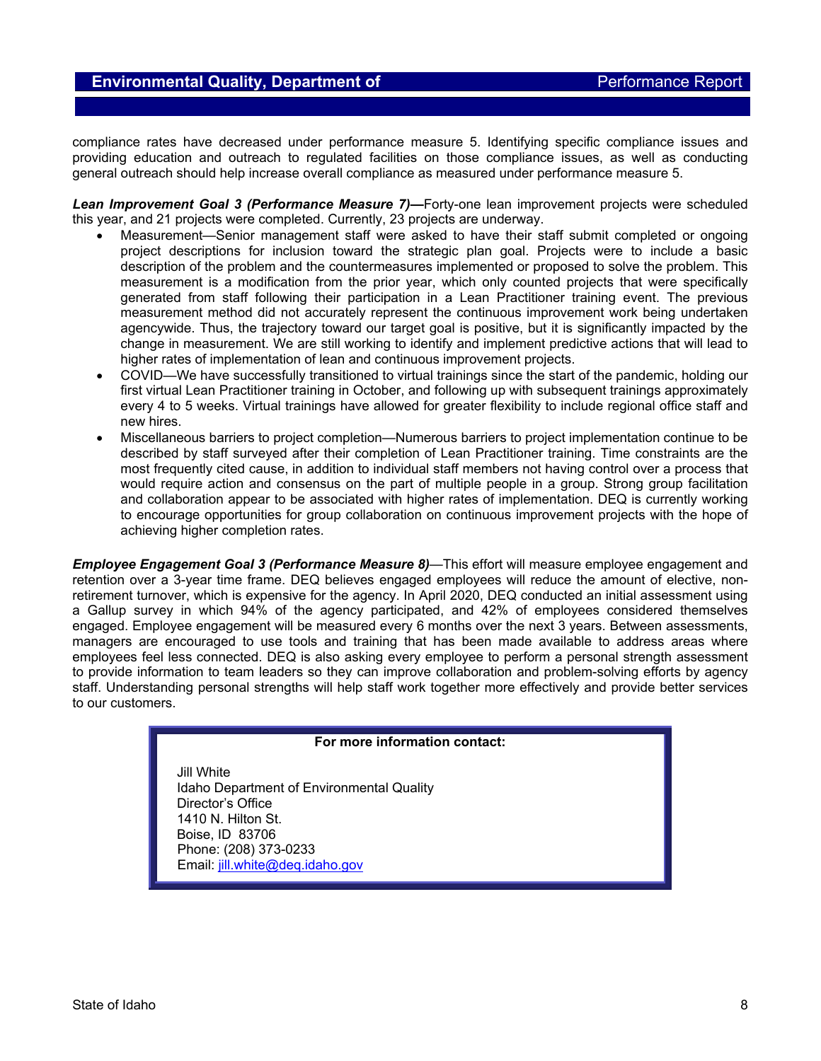compliance rates have decreased under performance measure 5. Identifying specific compliance issues and providing education and outreach to regulated facilities on those compliance issues, as well as conducting general outreach should help increase overall compliance as measured under performance measure 5.

***Lean Improvement Goal 3 (Performance Measure 7)—***Forty-one lean improvement projects were scheduled this year, and 21 projects were completed. Currently, 23 projects are underway.

- Measurement—Senior management staff were asked to have their staff submit completed or ongoing project descriptions for inclusion toward the strategic plan goal. Projects were to include a basic description of the problem and the countermeasures implemented or proposed to solve the problem. This measurement is a modification from the prior year, which only counted projects that were specifically generated from staff following their participation in a Lean Practitioner training event. The previous measurement method did not accurately represent the continuous improvement work being undertaken agencywide. Thus, the trajectory toward our target goal is positive, but it is significantly impacted by the change in measurement. We are still working to identify and implement predictive actions that will lead to higher rates of implementation of lean and continuous improvement projects.
- COVID—We have successfully transitioned to virtual trainings since the start of the pandemic, holding our first virtual Lean Practitioner training in October, and following up with subsequent trainings approximately every 4 to 5 weeks. Virtual trainings have allowed for greater flexibility to include regional office staff and new hires.
- Miscellaneous barriers to project completion—Numerous barriers to project implementation continue to be described by staff surveyed after their completion of Lean Practitioner training. Time constraints are the most frequently cited cause, in addition to individual staff members not having control over a process that would require action and consensus on the part of multiple people in a group. Strong group facilitation and collaboration appear to be associated with higher rates of implementation. DEQ is currently working to encourage opportunities for group collaboration on continuous improvement projects with the hope of achieving higher completion rates.

***Employee Engagement Goal 3 (Performance Measure 8)***—This effort will measure employee engagement and retention over a 3-year time frame. DEQ believes engaged employees will reduce the amount of elective, non-retirement turnover, which is expensive for the agency. In April 2020, DEQ conducted an initial assessment using a Gallup survey in which 94% of the agency participated, and 42% of employees considered themselves engaged. Employee engagement will be measured every 6 months over the next 3 years. Between assessments, managers are encouraged to use tools and training that has been made available to address areas where employees feel less connected. DEQ is also asking every employee to perform a personal strength assessment to provide information to team leaders so they can improve collaboration and problem-solving efforts by agency staff. Understanding personal strengths will help staff work together more effectively and provide better services to our customers.

**For more information contact:**

Jill White
Idaho Department of Environmental Quality
Director's Office
1410 N. Hilton St.
Boise, ID 83706
Phone: (208) 373-0233
Email: jill.white@deq.idaho.gov